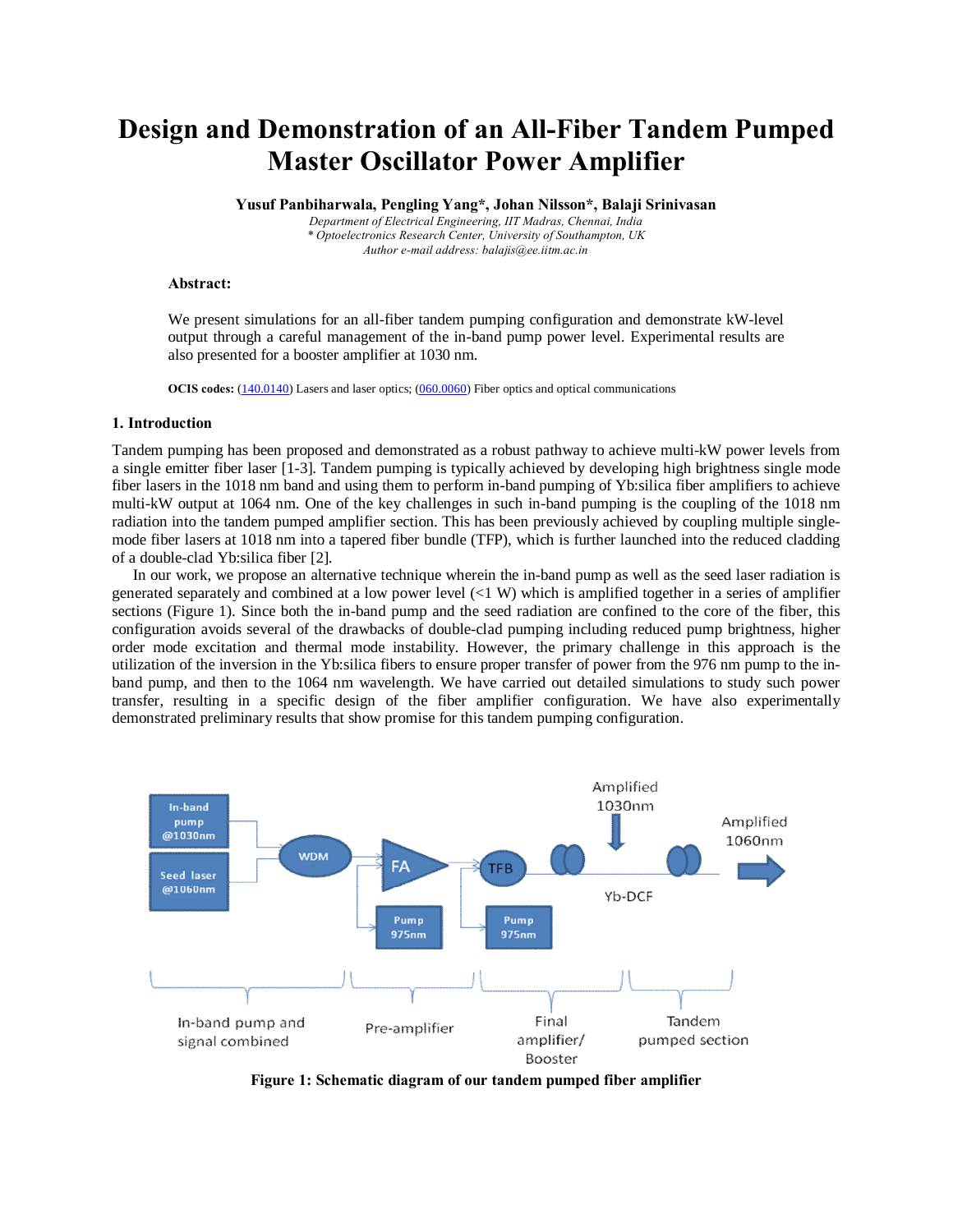# Design and Demonstration of an All-Fiber Tandem Pumped Master Oscillator Power Amplifier

**Yusuf Panbiharwala, Pengling Yang\*, Johan Nilsson\*, Balaji Srinivasan**

*Department of Electrical Engineering, IIT Madras, Chennai, India*
*\* Optoelectronics Research Center, University of Southampton, UK*
*Author e-mail address: balajis@ee.iitm.ac.in*

**Abstract:**

We present simulations for an all-fiber tandem pumping configuration and demonstrate kW-level output through a careful management of the in-band pump power level. Experimental results are also presented for a booster amplifier at 1030 nm.

**OCIS codes:** (140.0140) Lasers and laser optics; (060.0060) Fiber optics and optical communications

## 1. Introduction

Tandem pumping has been proposed and demonstrated as a robust pathway to achieve multi-kW power levels from a single emitter fiber laser [1-3]. Tandem pumping is typically achieved by developing high brightness single mode fiber lasers in the 1018 nm band and using them to perform in-band pumping of Yb:silica fiber amplifiers to achieve multi-kW output at 1064 nm. One of the key challenges in such in-band pumping is the coupling of the 1018 nm radiation into the tandem pumped amplifier section. This has been previously achieved by coupling multiple single-mode fiber lasers at 1018 nm into a tapered fiber bundle (TFP), which is further launched into the reduced cladding of a double-clad Yb:silica fiber [2].

In our work, we propose an alternative technique wherein the in-band pump as well as the seed laser radiation is generated separately and combined at a low power level (<1 W) which is amplified together in a series of amplifier sections (Figure 1). Since both the in-band pump and the seed radiation are confined to the core of the fiber, this configuration avoids several of the drawbacks of double-clad pumping including reduced pump brightness, higher order mode excitation and thermal mode instability. However, the primary challenge in this approach is the utilization of the inversion in the Yb:silica fibers to ensure proper transfer of power from the 976 nm pump to the in-band pump, and then to the 1064 nm wavelength. We have carried out detailed simulations to study such power transfer, resulting in a specific design of the fiber amplifier configuration. We have also experimentally demonstrated preliminary results that show promise for this tandem pumping configuration.

**Figure 1: Schematic diagram of our tandem pumped fiber amplifier**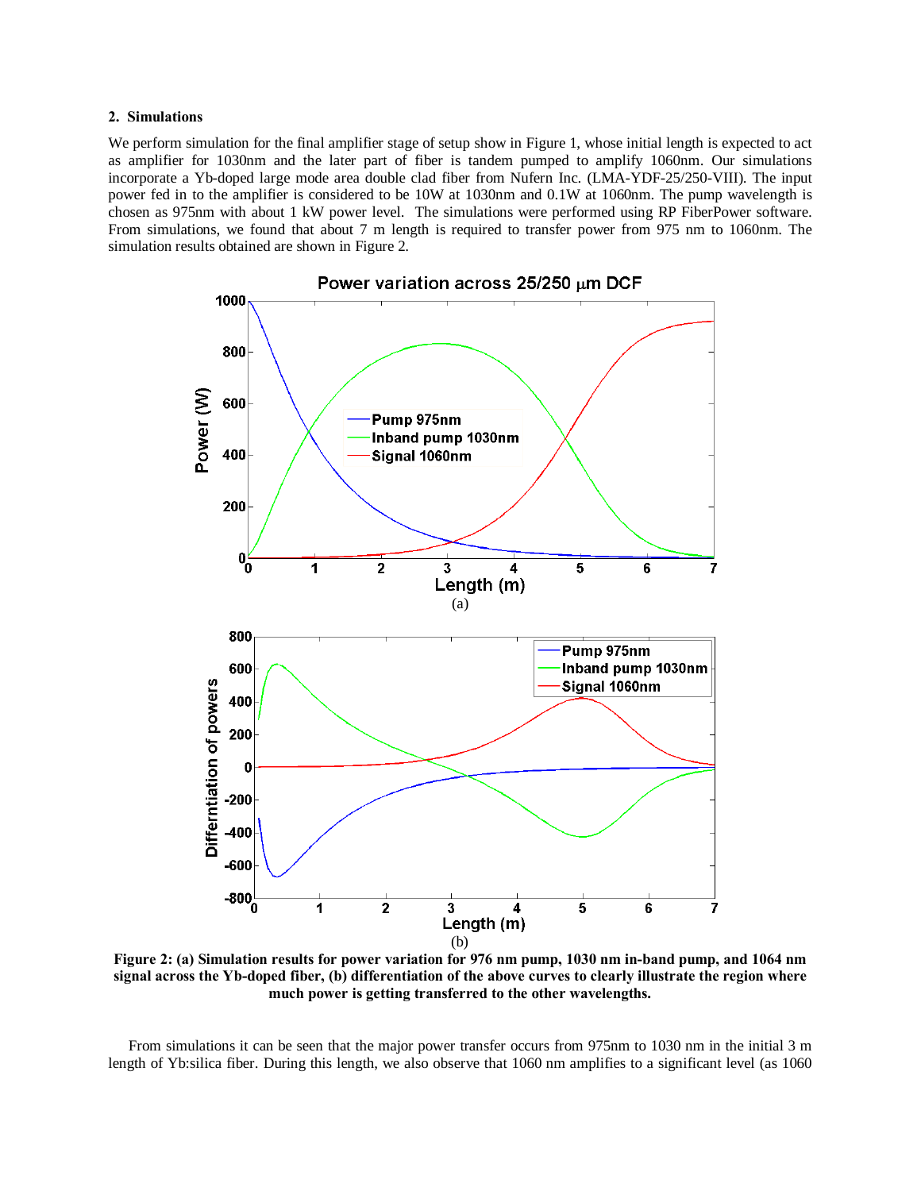## 2. Simulations

We perform simulation for the final amplifier stage of setup show in Figure 1, whose initial length is expected to act as amplifier for 1030nm and the later part of fiber is tandem pumped to amplify 1060nm. Our simulations incorporate a Yb-doped large mode area double clad fiber from Nufern Inc. (LMA-YDF-25/250-VIII). The input power fed in to the amplifier is considered to be 10W at 1030nm and 0.1W at 1060nm. The pump wavelength is chosen as 975nm with about 1 kW power level. The simulations were performed using RP FiberPower software. From simulations, we found that about 7 m length is required to transfer power from 975 nm to 1060nm. The simulation results obtained are shown in Figure 2.

(a)

(b)

**Figure 2: (a) Simulation results for power variation for 976 nm pump, 1030 nm in-band pump, and 1064 nm signal across the Yb-doped fiber, (b) differentiation of the above curves to clearly illustrate the region where much power is getting transferred to the other wavelengths.**

From simulations it can be seen that the major power transfer occurs from 975nm to 1030 nm in the initial 3 m length of Yb:silica fiber. During this length, we also observe that 1060 nm amplifies to a significant level (as 1060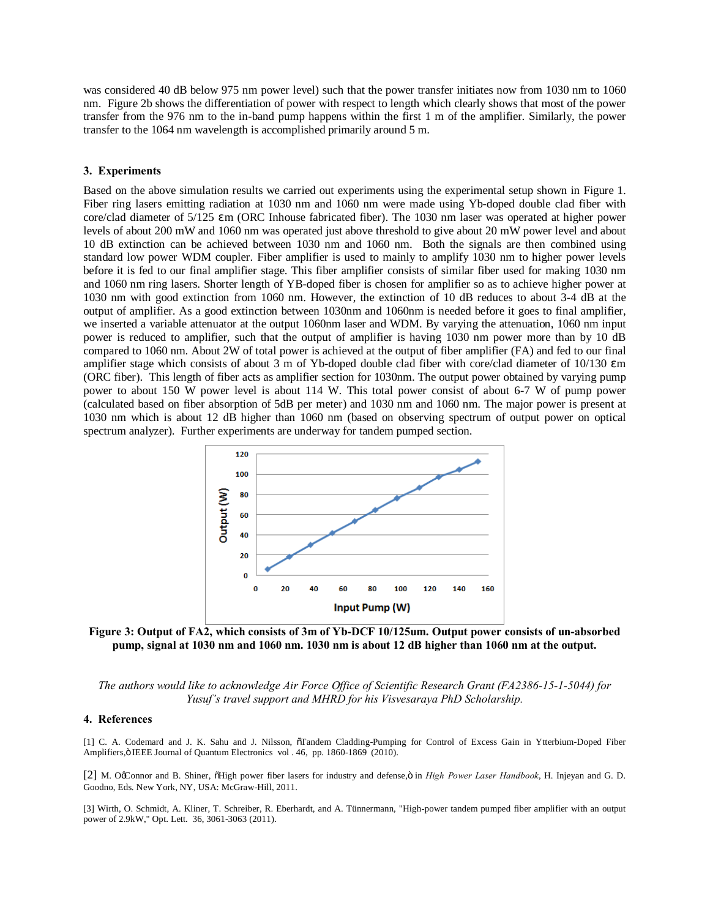was considered 40 dB below 975 nm power level) such that the power transfer initiates now from 1030 nm to 1060 nm. Figure 2b shows the differentiation of power with respect to length which clearly shows that most of the power transfer from the 976 nm to the in-band pump happens within the first 1 m of the amplifier. Similarly, the power transfer to the 1064 nm wavelength is accomplished primarily around 5 m.

## 3. Experiments

Based on the above simulation results we carried out experiments using the experimental setup shown in Figure 1. Fiber ring lasers emitting radiation at 1030 nm and 1060 nm were made using Yb-doped double clad fiber with core/clad diameter of 5/125 εm (ORC Inhouse fabricated fiber). The 1030 nm laser was operated at higher power levels of about 200 mW and 1060 nm was operated just above threshold to give about 20 mW power level and about 10 dB extinction can be achieved between 1030 nm and 1060 nm. Both the signals are then combined using standard low power WDM coupler. Fiber amplifier is used to mainly to amplify 1030 nm to higher power levels before it is fed to our final amplifier stage. This fiber amplifier consists of similar fiber used for making 1030 nm and 1060 nm ring lasers. Shorter length of YB-doped fiber is chosen for amplifier so as to achieve higher power at 1030 nm with good extinction from 1060 nm. However, the extinction of 10 dB reduces to about 3-4 dB at the output of amplifier. As a good extinction between 1030nm and 1060nm is needed before it goes to final amplifier, we inserted a variable attenuator at the output 1060nm laser and WDM. By varying the attenuation, 1060 nm input power is reduced to amplifier, such that the output of amplifier is having 1030 nm power more than by 10 dB compared to 1060 nm. About 2W of total power is achieved at the output of fiber amplifier (FA) and fed to our final amplifier stage which consists of about 3 m of Yb-doped double clad fiber with core/clad diameter of 10/130 εm (ORC fiber). This length of fiber acts as amplifier section for 1030nm. The output power obtained by varying pump power to about 150 W power level is about 114 W. This total power consist of about 6-7 W of pump power (calculated based on fiber absorption of 5dB per meter) and 1030 nm and 1060 nm. The major power is present at 1030 nm which is about 12 dB higher than 1060 nm (based on observing spectrum of output power on optical spectrum analyzer). Further experiments are underway for tandem pumped section.

Output (W)
120
100
80
60
40
20
0
0 20 40 60 80 100 120 140 160
Input Pump (W)

**Figure 3: Output of FA2, which consists of 3m of Yb-DCF 10/125um. Output power consists of un-absorbed pump, signal at 1030 nm and 1060 nm. 1030 nm is about 12 dB higher than 1060 nm at the output.**

*The authors would like to acknowledge Air Force Office of Scientific Research Grant (FA2386-15-1-5044) for Yusuf's travel support and MHRD for his Visvesaraya PhD Scholarship.*

## 4. References

[1] C. A. Codemard and J. K. Sahu and J. Nilsson, "Tandem Cladding-Pumping for Control of Excess Gain in Ytterbium-Doped Fiber Amplifiers," IEEE Journal of Quantum Electronics vol . 46, pp. 1860-1869 (2010).

[2] M. O'Connor and B. Shiner, "High power fiber lasers for industry and defense," in *High Power Laser Handbook*, H. Injeyan and G. D. Goodno, Eds. New York, NY, USA: McGraw-Hill, 2011.

[3] Wirth, O. Schmidt, A. Kliner, T. Schreiber, R. Eberhardt, and A. Tünnermann, "High-power tandem pumped fiber amplifier with an output power of 2.9kW," Opt. Lett. 36, 3061-3063 (2011).